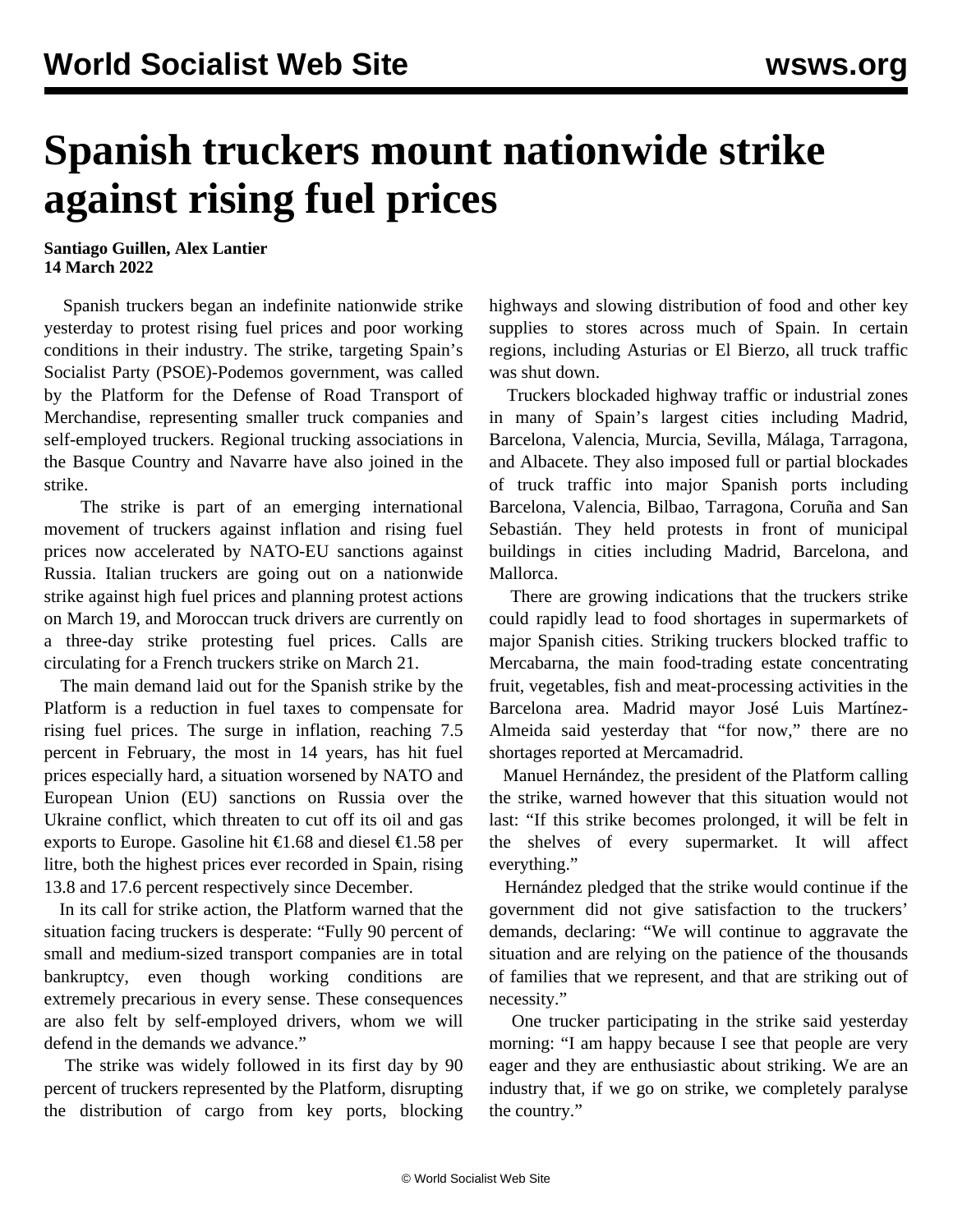# Spanish truckers mount nationwide strike against rising fuel prices

**Santiago Guillen, Alex Lantier**
**14 March 2022**

Spanish truckers began an indefinite nationwide strike yesterday to protest rising fuel prices and poor working conditions in their industry. The strike, targeting Spain's Socialist Party (PSOE)-Podemos government, was called by the Platform for the Defense of Road Transport of Merchandise, representing smaller truck companies and self-employed truckers. Regional trucking associations in the Basque Country and Navarre have also joined in the strike.

The strike is part of an emerging international movement of truckers against inflation and rising fuel prices now accelerated by NATO-EU sanctions against Russia. Italian truckers are going out on a nationwide strike against high fuel prices and planning protest actions on March 19, and Moroccan truck drivers are currently on a three-day strike protesting fuel prices. Calls are circulating for a French truckers strike on March 21.

The main demand laid out for the Spanish strike by the Platform is a reduction in fuel taxes to compensate for rising fuel prices. The surge in inflation, reaching 7.5 percent in February, the most in 14 years, has hit fuel prices especially hard, a situation worsened by NATO and European Union (EU) sanctions on Russia over the Ukraine conflict, which threaten to cut off its oil and gas exports to Europe. Gasoline hit €1.68 and diesel €1.58 per litre, both the highest prices ever recorded in Spain, rising 13.8 and 17.6 percent respectively since December.

In its call for strike action, the Platform warned that the situation facing truckers is desperate: "Fully 90 percent of small and medium-sized transport companies are in total bankruptcy, even though working conditions are extremely precarious in every sense. These consequences are also felt by self-employed drivers, whom we will defend in the demands we advance."

The strike was widely followed in its first day by 90 percent of truckers represented by the Platform, disrupting the distribution of cargo from key ports, blocking highways and slowing distribution of food and other key supplies to stores across much of Spain. In certain regions, including Asturias or El Bierzo, all truck traffic was shut down.

Truckers blockaded highway traffic or industrial zones in many of Spain's largest cities including Madrid, Barcelona, Valencia, Murcia, Sevilla, Málaga, Tarragona, and Albacete. They also imposed full or partial blockades of truck traffic into major Spanish ports including Barcelona, Valencia, Bilbao, Tarragona, Coruña and San Sebastián. They held protests in front of municipal buildings in cities including Madrid, Barcelona, and Mallorca.

There are growing indications that the truckers strike could rapidly lead to food shortages in supermarkets of major Spanish cities. Striking truckers blocked traffic to Mercabarna, the main food-trading estate concentrating fruit, vegetables, fish and meat-processing activities in the Barcelona area. Madrid mayor José Luis Martínez-Almeida said yesterday that "for now," there are no shortages reported at Mercamadrid.

Manuel Hernández, the president of the Platform calling the strike, warned however that this situation would not last: "If this strike becomes prolonged, it will be felt in the shelves of every supermarket. It will affect everything."

Hernández pledged that the strike would continue if the government did not give satisfaction to the truckers' demands, declaring: "We will continue to aggravate the situation and are relying on the patience of the thousands of families that we represent, and that are striking out of necessity."

One trucker participating in the strike said yesterday morning: "I am happy because I see that people are very eager and they are enthusiastic about striking. We are an industry that, if we go on strike, we completely paralyse the country."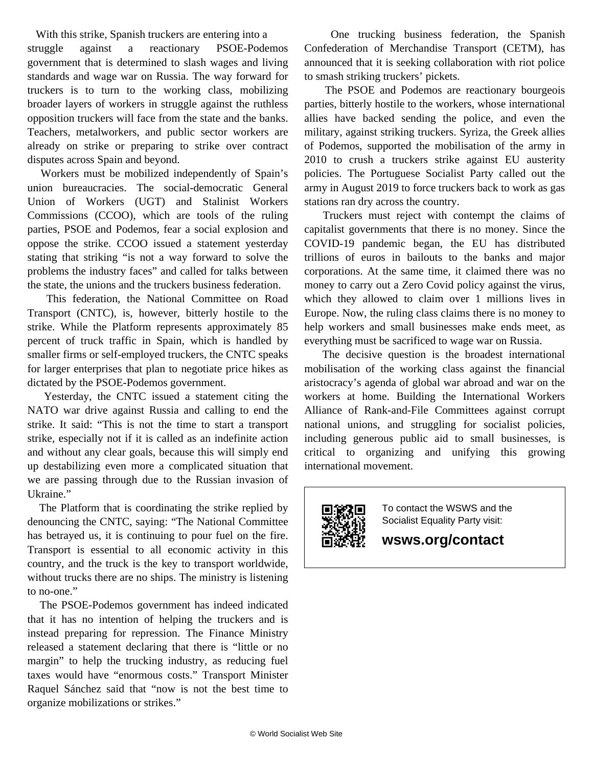With this strike, Spanish truckers are entering into a struggle against a reactionary PSOE-Podemos government that is determined to slash wages and living standards and wage war on Russia. The way forward for truckers is to turn to the working class, mobilizing broader layers of workers in struggle against the ruthless opposition truckers will face from the state and the banks. Teachers, metalworkers, and public sector workers are already on strike or preparing to strike over contract disputes across Spain and beyond.

Workers must be mobilized independently of Spain's union bureaucracies. The social-democratic General Union of Workers (UGT) and Stalinist Workers Commissions (CCOO), which are tools of the ruling parties, PSOE and Podemos, fear a social explosion and oppose the strike. CCOO issued a statement yesterday stating that striking "is not a way forward to solve the problems the industry faces" and called for talks between the state, the unions and the truckers business federation.

This federation, the National Committee on Road Transport (CNTC), is, however, bitterly hostile to the strike. While the Platform represents approximately 85 percent of truck traffic in Spain, which is handled by smaller firms or self-employed truckers, the CNTC speaks for larger enterprises that plan to negotiate price hikes as dictated by the PSOE-Podemos government.

Yesterday, the CNTC issued a statement citing the NATO war drive against Russia and calling to end the strike. It said: "This is not the time to start a transport strike, especially not if it is called as an indefinite action and without any clear goals, because this will simply end up destabilizing even more a complicated situation that we are passing through due to the Russian invasion of Ukraine."

The Platform that is coordinating the strike replied by denouncing the CNTC, saying: "The National Committee has betrayed us, it is continuing to pour fuel on the fire. Transport is essential to all economic activity in this country, and the truck is the key to transport worldwide, without trucks there are no ships. The ministry is listening to no-one."

The PSOE-Podemos government has indeed indicated that it has no intention of helping the truckers and is instead preparing for repression. The Finance Ministry released a statement declaring that there is "little or no margin" to help the trucking industry, as reducing fuel taxes would have "enormous costs." Transport Minister Raquel Sánchez said that "now is not the best time to organize mobilizations or strikes."

One trucking business federation, the Spanish Confederation of Merchandise Transport (CETM), has announced that it is seeking collaboration with riot police to smash striking truckers' pickets.

The PSOE and Podemos are reactionary bourgeois parties, bitterly hostile to the workers, whose international allies have backed sending the police, and even the military, against striking truckers. Syriza, the Greek allies of Podemos, supported the mobilisation of the army in 2010 to crush a truckers strike against EU austerity policies. The Portuguese Socialist Party called out the army in August 2019 to force truckers back to work as gas stations ran dry across the country.

Truckers must reject with contempt the claims of capitalist governments that there is no money. Since the COVID-19 pandemic began, the EU has distributed trillions of euros in bailouts to the banks and major corporations. At the same time, it claimed there was no money to carry out a Zero Covid policy against the virus, which they allowed to claim over 1 millions lives in Europe. Now, the ruling class claims there is no money to help workers and small businesses make ends meet, as everything must be sacrificed to wage war on Russia.

The decisive question is the broadest international mobilisation of the working class against the financial aristocracy's agenda of global war abroad and war on the workers at home. Building the International Workers Alliance of Rank-and-File Committees against corrupt national unions, and struggling for socialist policies, including generous public aid to small businesses, is critical to organizing and unifying this growing international movement.

To contact the WSWS and the Socialist Equality Party visit:

**wsws.org/contact**